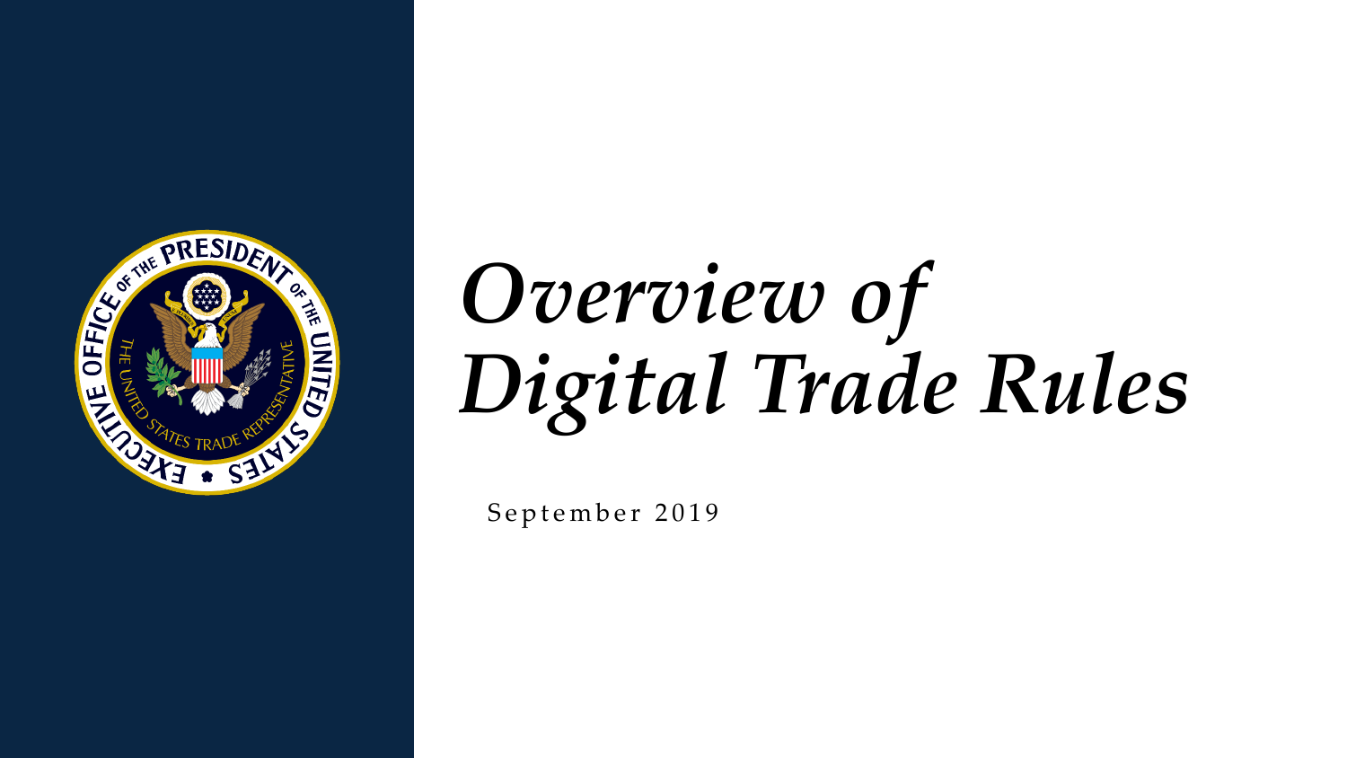# *Overview of Digital Trade Rules*

September 2019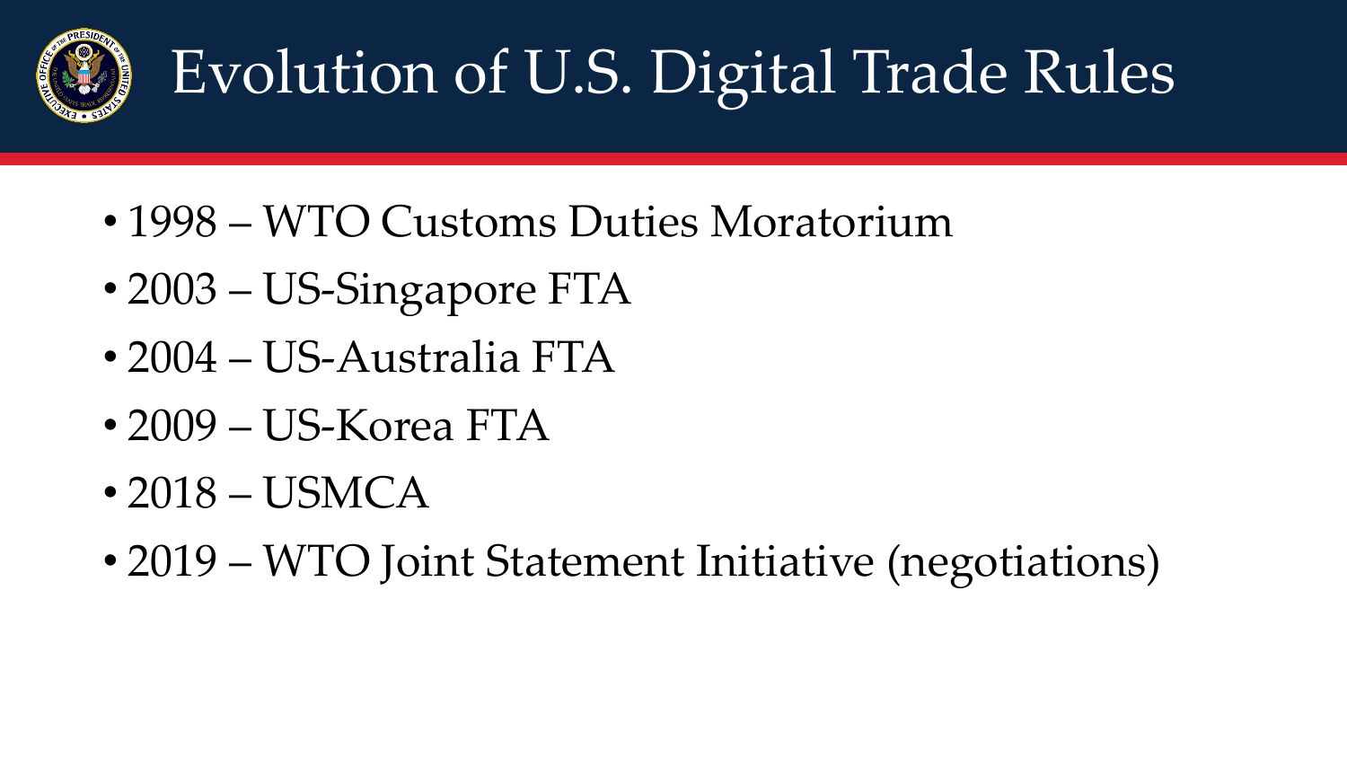# Evolution of U.S. Digital Trade Rules

- 1998 – WTO Customs Duties Moratorium
- 2003 – US-Singapore FTA
- 2004 – US-Australia FTA
- 2009 – US-Korea FTA
- 2018 – USMCA
- 2019 – WTO Joint Statement Initiative (negotiations)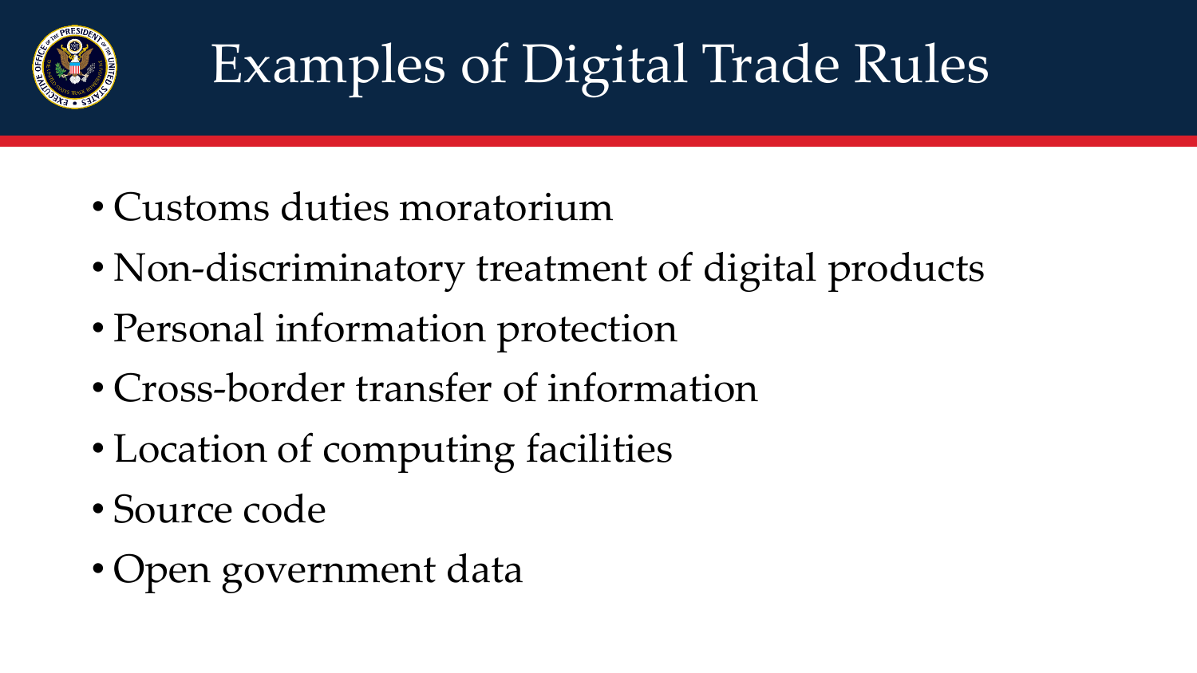# Examples of Digital Trade Rules

- Customs duties moratorium
- Non-discriminatory treatment of digital products
- Personal information protection
- Cross-border transfer of information
- Location of computing facilities
- Source code
- Open government data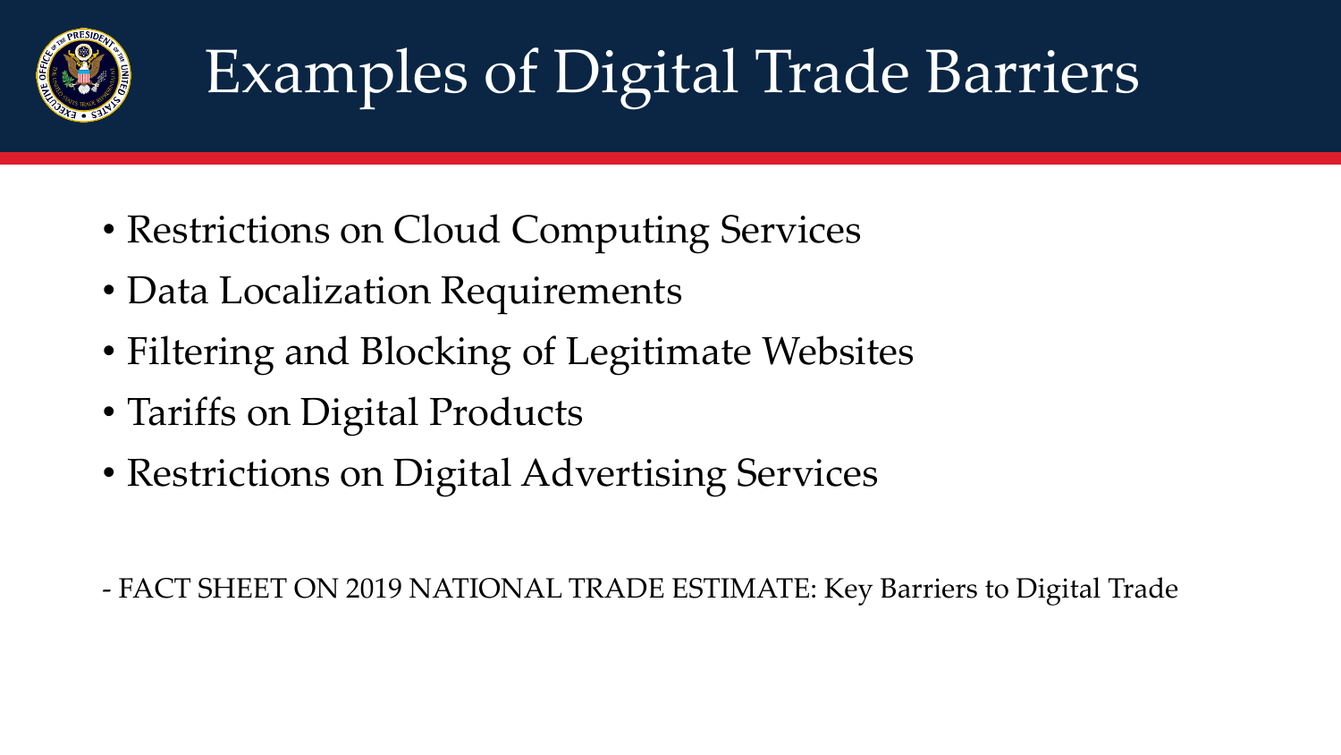# Examples of Digital Trade Barriers

- Restrictions on Cloud Computing Services
- Data Localization Requirements
- Filtering and Blocking of Legitimate Websites
- Tariffs on Digital Products
- Restrictions on Digital Advertising Services

- FACT SHEET ON 2019 NATIONAL TRADE ESTIMATE: Key Barriers to Digital Trade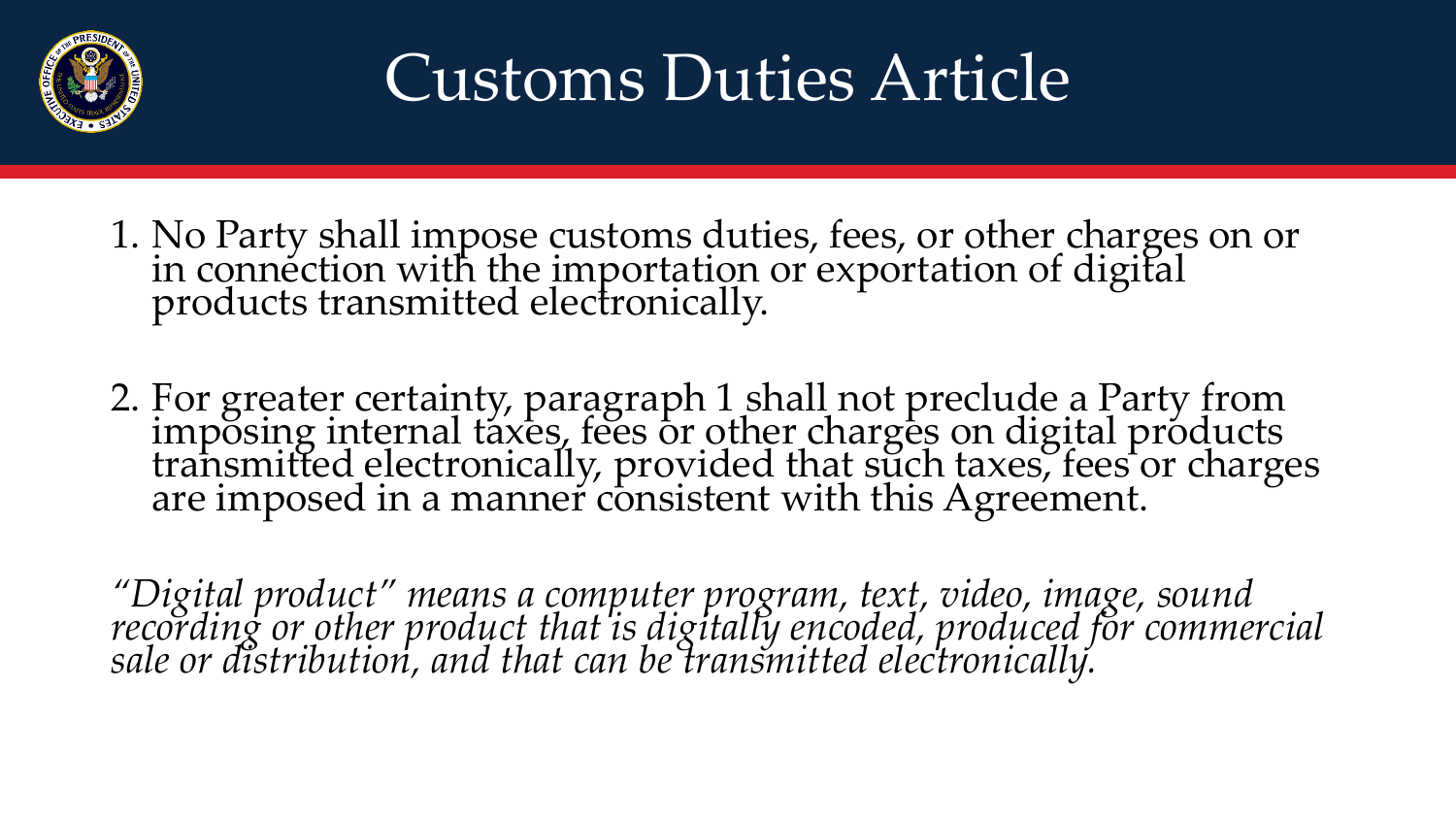# Customs Duties Article

1. No Party shall impose customs duties, fees, or other charges on or in connection with the importation or exportation of digital products transmitted electronically.

2. For greater certainty, paragraph 1 shall not preclude a Party from imposing internal taxes, fees or other charges on digital products transmitted electronically, provided that such taxes, fees or charges are imposed in a manner consistent with this Agreement.

*"Digital product" means a computer program, text, video, image, sound recording or other product that is digitally encoded, produced for commercial sale or distribution, and that can be transmitted electronically.*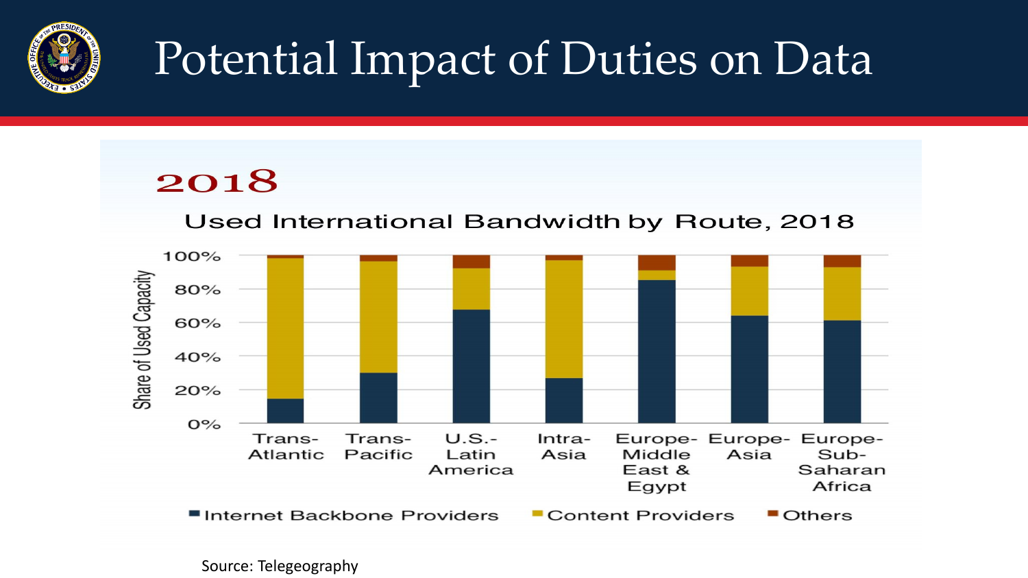# Potential Impact of Duties on Data

## 2018

Used International Bandwidth by Route, 2018

Share of Used Capacity

100%
80%
60%
40%
20%
0%

Trans-Atlantic | Trans-Pacific | U.S.-Latin America | Intra-Asia | Europe-Middle East & Egypt | Europe-Asia | Europe-Sub-Saharan Africa

■ Internet Backbone Providers ■ Content Providers ■ Others

Source: Telegeography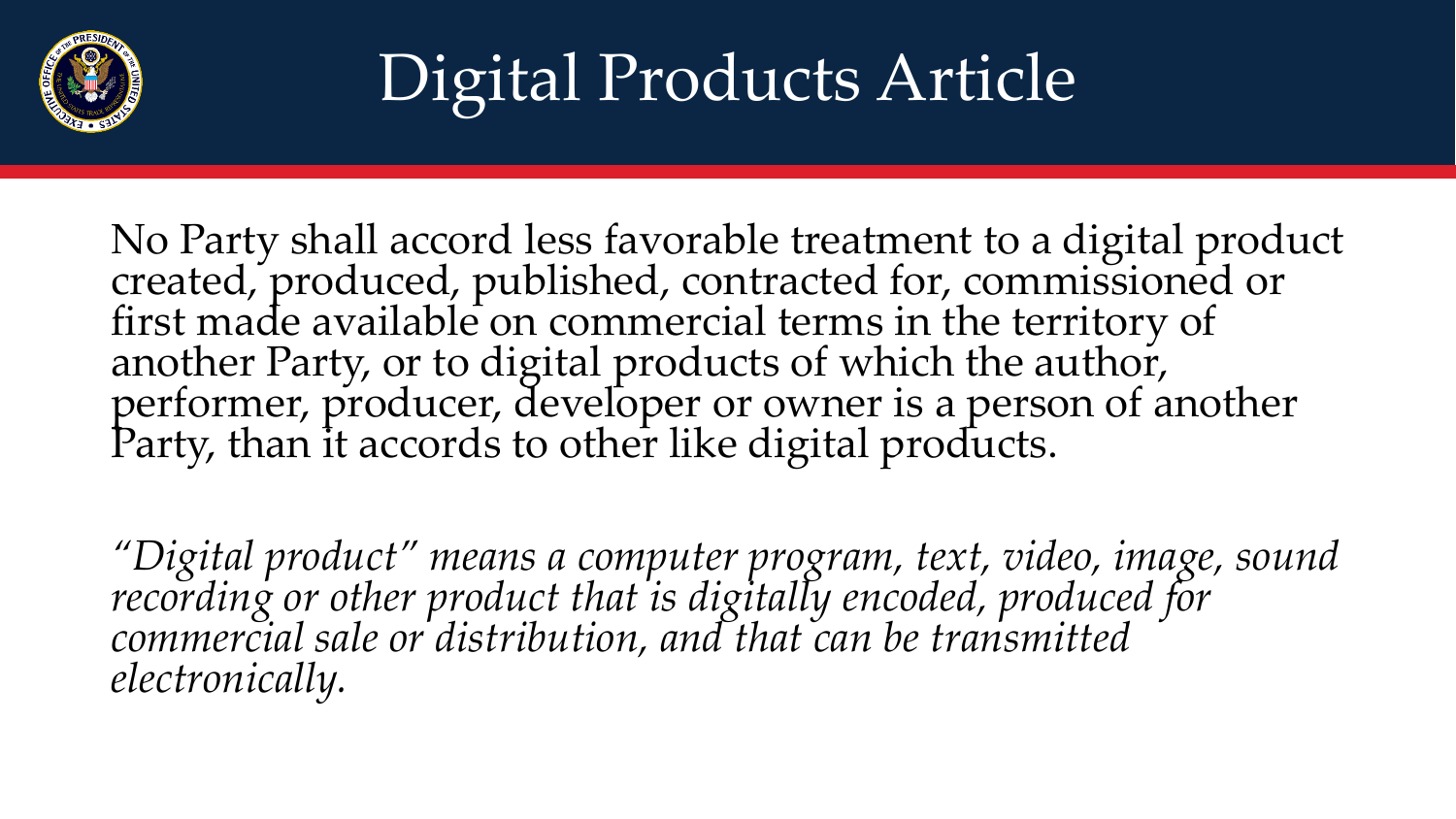# Digital Products Article

No Party shall accord less favorable treatment to a digital product created, produced, published, contracted for, commissioned or first made available on commercial terms in the territory of another Party, or to digital products of which the author, performer, producer, developer or owner is a person of another Party, than it accords to other like digital products.

*"Digital product" means a computer program, text, video, image, sound recording or other product that is digitally encoded, produced for commercial sale or distribution, and that can be transmitted electronically.*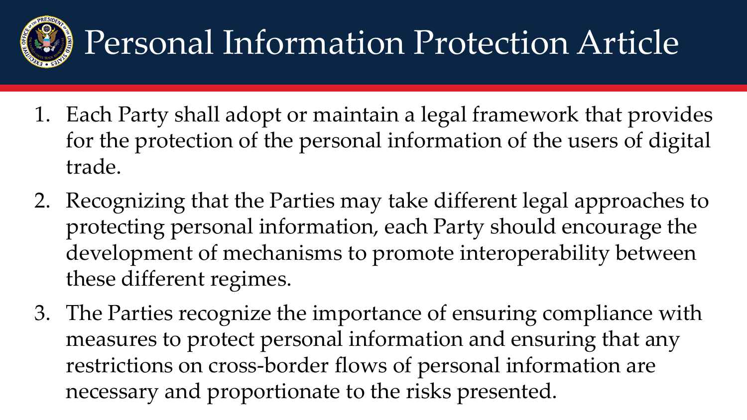# Personal Information Protection Article

1. Each Party shall adopt or maintain a legal framework that provides for the protection of the personal information of the users of digital trade.
2. Recognizing that the Parties may take different legal approaches to protecting personal information, each Party should encourage the development of mechanisms to promote interoperability between these different regimes.
3. The Parties recognize the importance of ensuring compliance with measures to protect personal information and ensuring that any restrictions on cross-border flows of personal information are necessary and proportionate to the risks presented.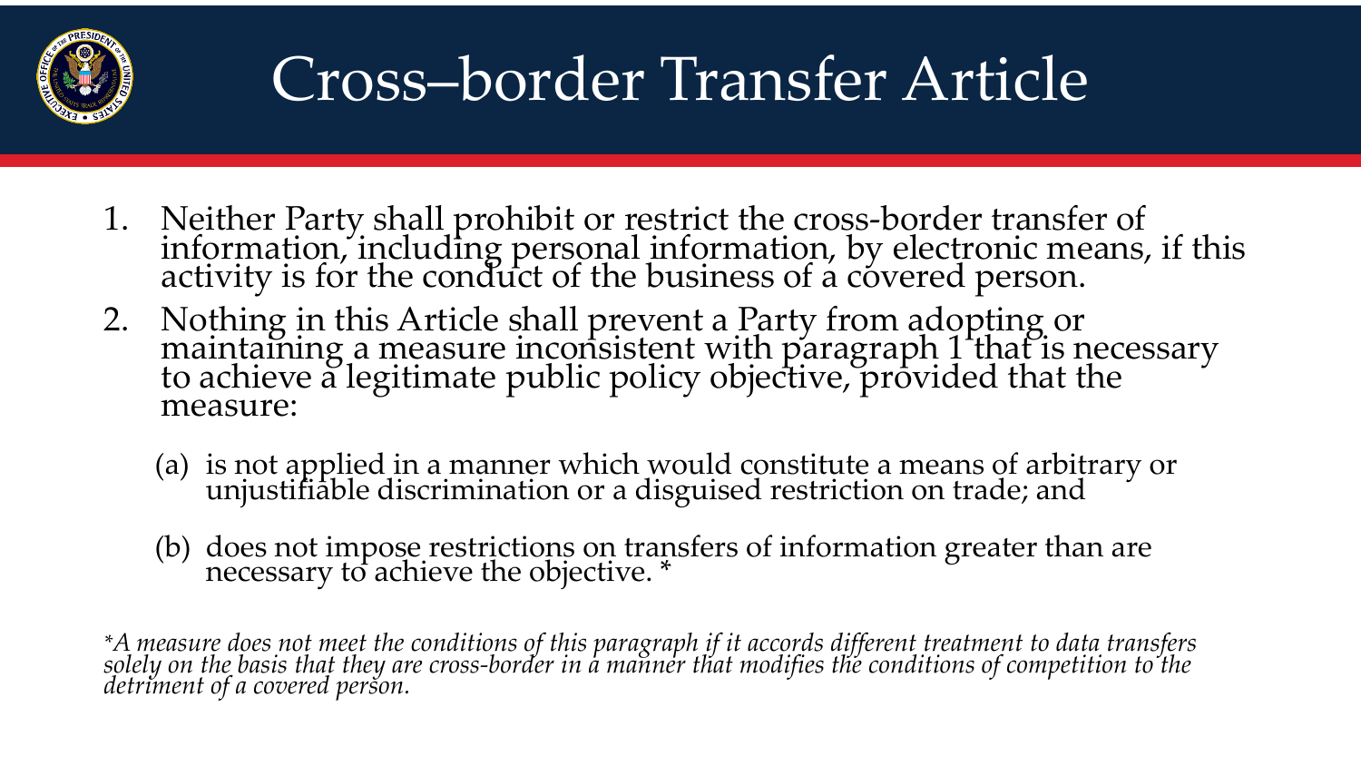# Cross–border Transfer Article

1. Neither Party shall prohibit or restrict the cross-border transfer of information, including personal information, by electronic means, if this activity is for the conduct of the business of a covered person.
2. Nothing in this Article shall prevent a Party from adopting or maintaining a measure inconsistent with paragraph 1 that is necessary to achieve a legitimate public policy objective, provided that the measure:

   (a) is not applied in a manner which would constitute a means of arbitrary or unjustifiable discrimination or a disguised restriction on trade; and

   (b) does not impose restrictions on transfers of information greater than are necessary to achieve the objective. *

*\*A measure does not meet the conditions of this paragraph if it accords different treatment to data transfers solely on the basis that they are cross-border in a manner that modifies the conditions of competition to the detriment of a covered person.*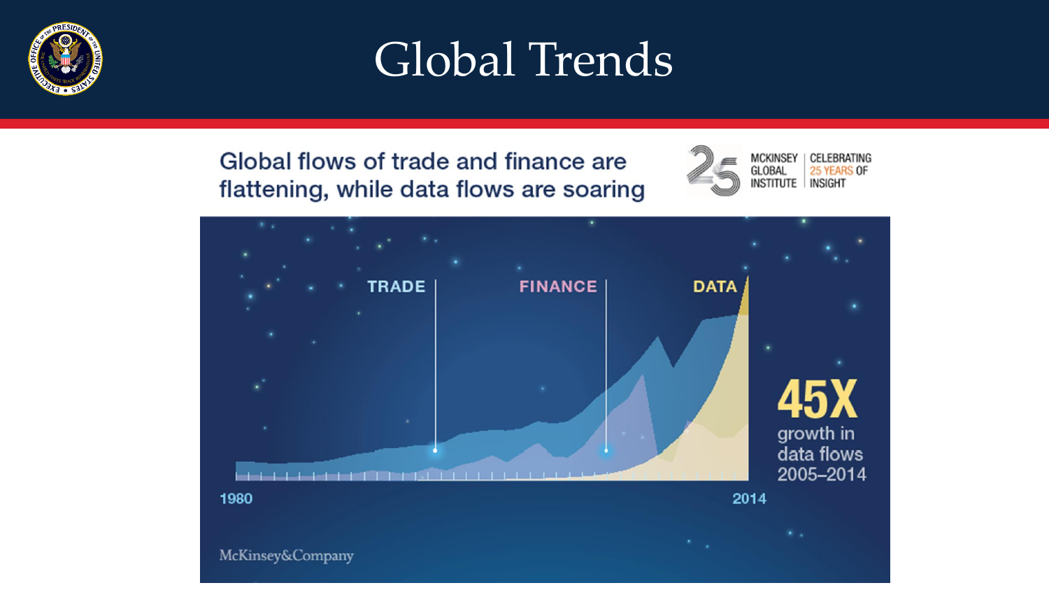# Global Trends

Global flows of trade and finance are flattening, while data flows are soaring

MCKINSEY GLOBAL INSTITUTE | CELEBRATING 25 YEARS OF INSIGHT

TRADE

FINANCE

DATA

1980

2014

45X growth in data flows 2005–2014

McKinsey&Company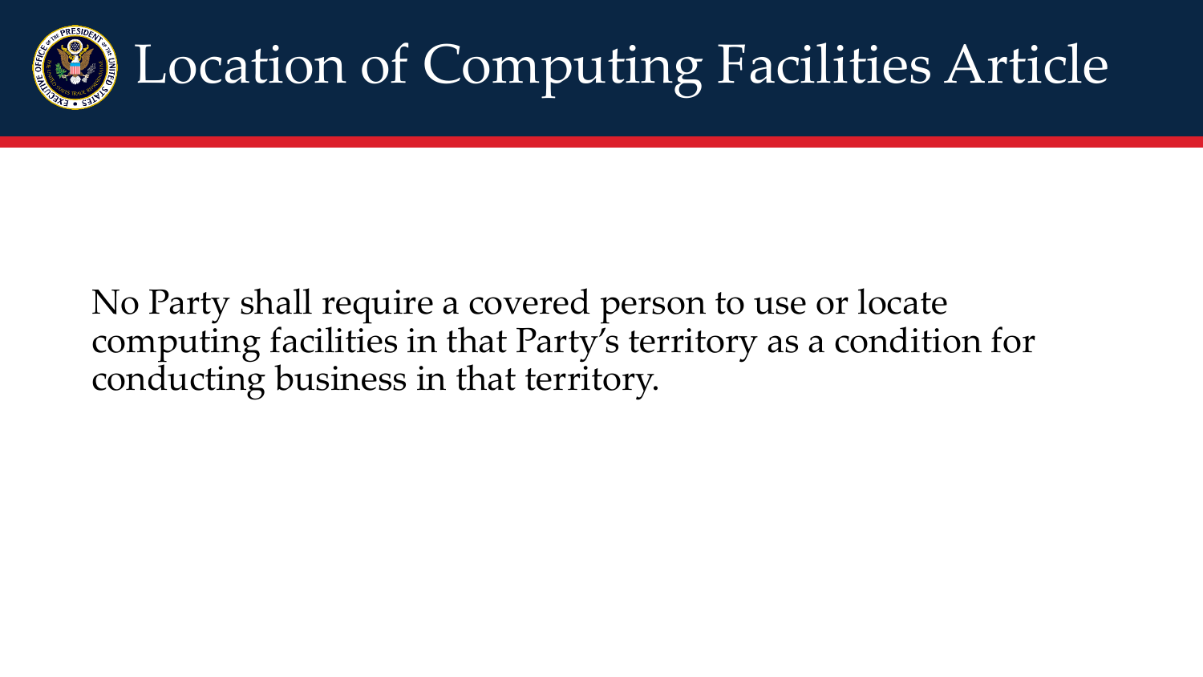# Location of Computing Facilities Article

No Party shall require a covered person to use or locate computing facilities in that Party's territory as a condition for conducting business in that territory.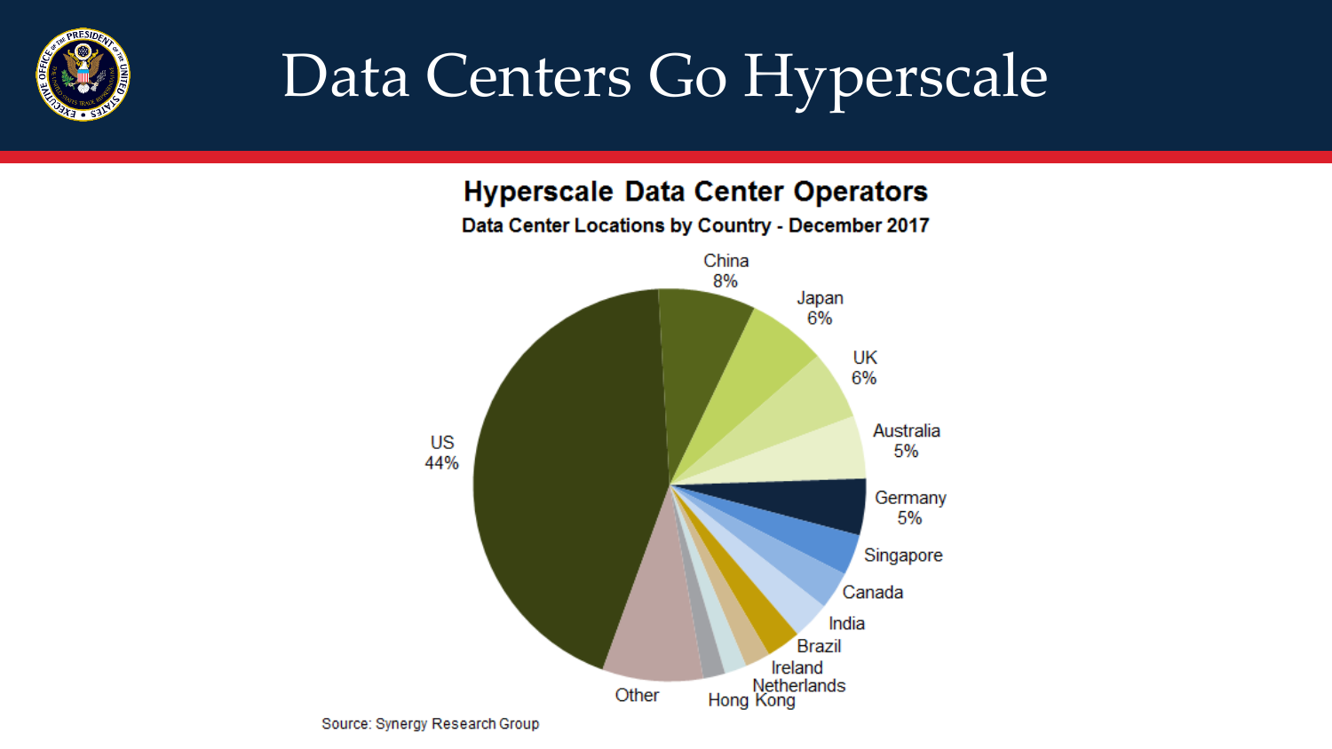# Data Centers Go Hyperscale

## Hyperscale Data Center Operators

**Data Center Locations by Country - December 2017**

| Country | Share |
| --- | --- |
| US | 44% |
| China | 8% |
| Japan | 6% |
| UK | 6% |
| Australia | 5% |
| Germany | 5% |
| Singapore | |
| Canada | |
| India | |
| Brazil | |
| Ireland | |
| Netherlands | |
| Hong Kong | |
| Other | |

Source: Synergy Research Group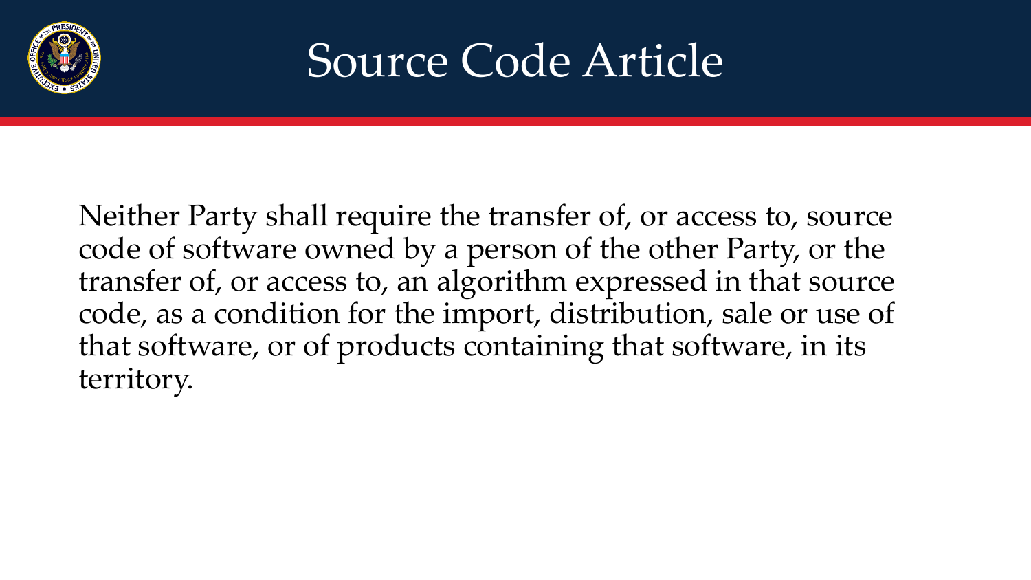# Source Code Article

Neither Party shall require the transfer of, or access to, source code of software owned by a person of the other Party, or the transfer of, or access to, an algorithm expressed in that source code, as a condition for the import, distribution, sale or use of that software, or of products containing that software, in its territory.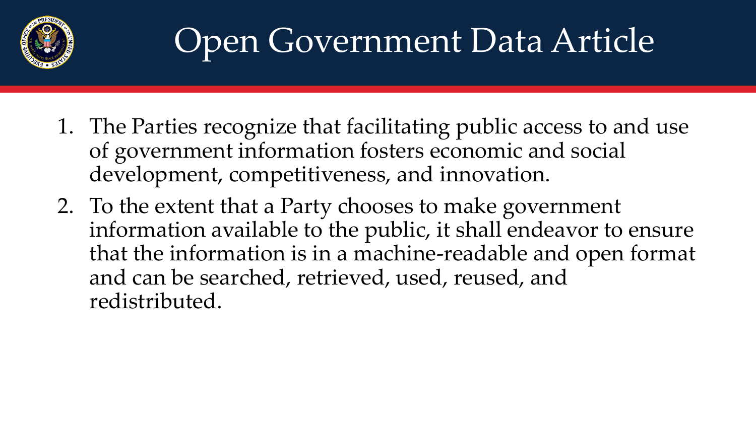# Open Government Data Article

1. The Parties recognize that facilitating public access to and use of government information fosters economic and social development, competitiveness, and innovation.
2. To the extent that a Party chooses to make government information available to the public, it shall endeavor to ensure that the information is in a machine-readable and open format and can be searched, retrieved, used, reused, and redistributed.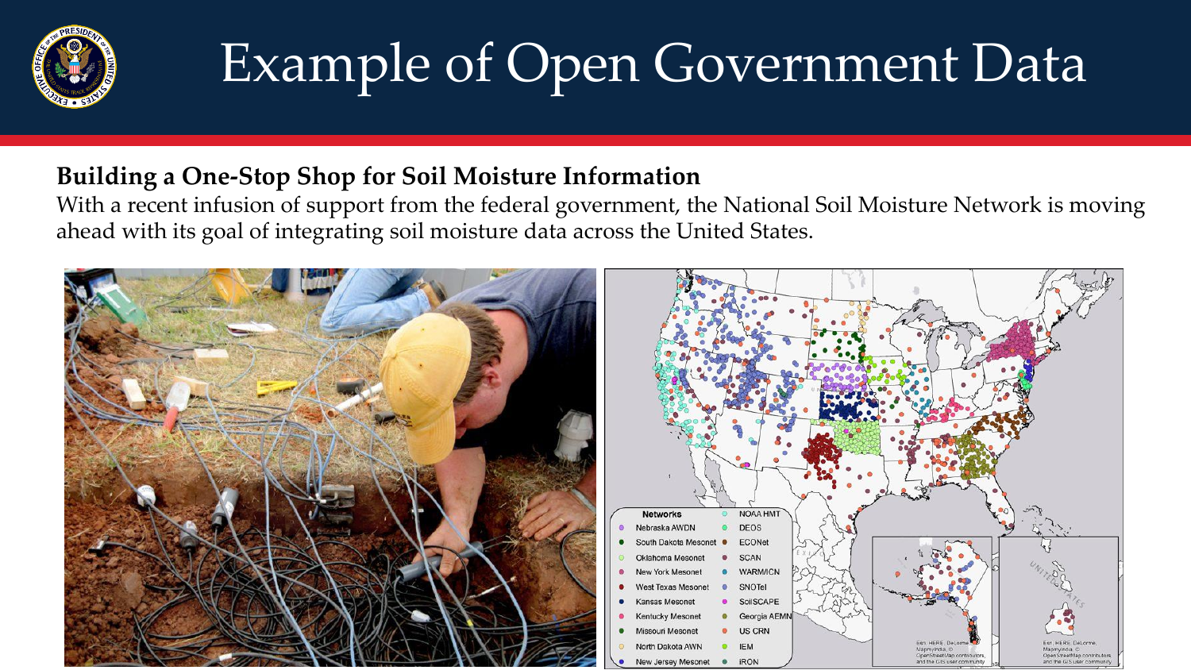# Example of Open Government Data

**Building a One-Stop Shop for Soil Moisture Information**

With a recent infusion of support from the federal government, the National Soil Moisture Network is moving ahead with its goal of integrating soil moisture data across the United States.

Networks

Nebraska AWDN
South Dakota Mesonet
Oklahoma Mesonet
New York Mesonet
West Texas Mesonet
Kansas Mesonet
Kentucky Mesonet
Missouri Mesonet
North Dakota AWN
New Jersey Mesonet
NOAA HMT
DEOS
ECONet
SCAN
WARM/CN
SNOTel
SoilSCAPE
Georgia AEMN
US CRN
IEM
iRON

Esri, HERE, DeLorme, MapmyIndia, © OpenStreetMap contributors, and the GIS user community

Esri, HERE, DeLorme, MapmyIndia, © OpenStreetMap contributors, and the GIS user community